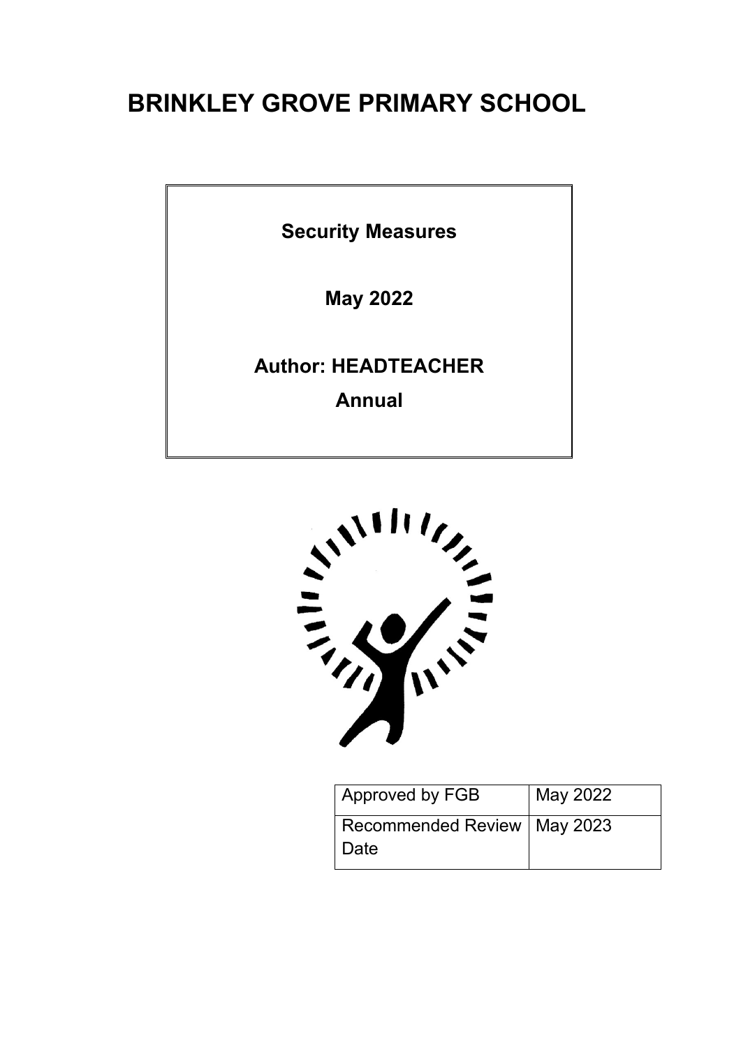# BRINKLEY GROVE PRIMARY SCHOOL

**Security Measures**

**May 2022**

**Author: HEADTEACHER**

**Annual**

| Approved by FGB | May 2022 |
|---|---|
| Recommended Review Date | May 2023 |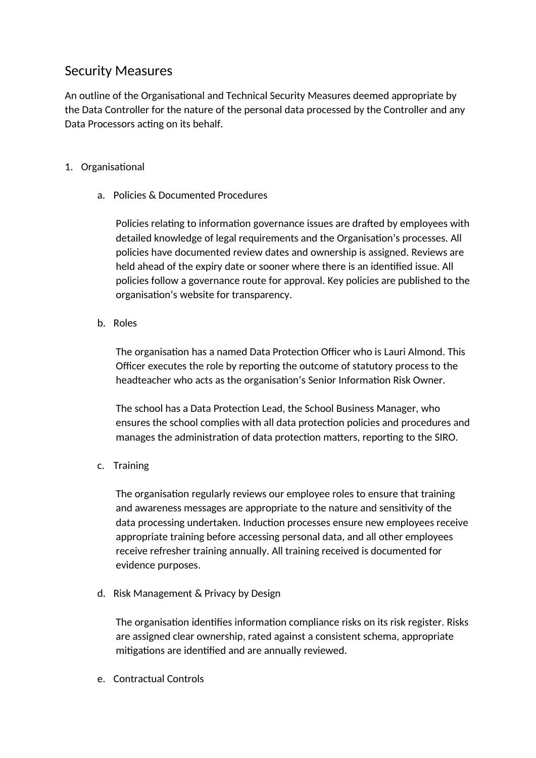# Security Measures

An outline of the Organisational and Technical Security Measures deemed appropriate by the Data Controller for the nature of the personal data processed by the Controller and any Data Processors acting on its behalf.

1. Organisational

   a. Policies & Documented Procedures

      Policies relating to information governance issues are drafted by employees with detailed knowledge of legal requirements and the Organisation's processes. All policies have documented review dates and ownership is assigned. Reviews are held ahead of the expiry date or sooner where there is an identified issue. All policies follow a governance route for approval. Key policies are published to the organisation's website for transparency.

   b. Roles

      The organisation has a named Data Protection Officer who is Lauri Almond. This Officer executes the role by reporting the outcome of statutory process to the headteacher who acts as the organisation's Senior Information Risk Owner.

      The school has a Data Protection Lead, the School Business Manager, who ensures the school complies with all data protection policies and procedures and manages the administration of data protection matters, reporting to the SIRO.

   c. Training

      The organisation regularly reviews our employee roles to ensure that training and awareness messages are appropriate to the nature and sensitivity of the data processing undertaken. Induction processes ensure new employees receive appropriate training before accessing personal data, and all other employees receive refresher training annually. All training received is documented for evidence purposes.

   d. Risk Management & Privacy by Design

      The organisation identifies information compliance risks on its risk register. Risks are assigned clear ownership, rated against a consistent schema, appropriate mitigations are identified and are annually reviewed.

   e. Contractual Controls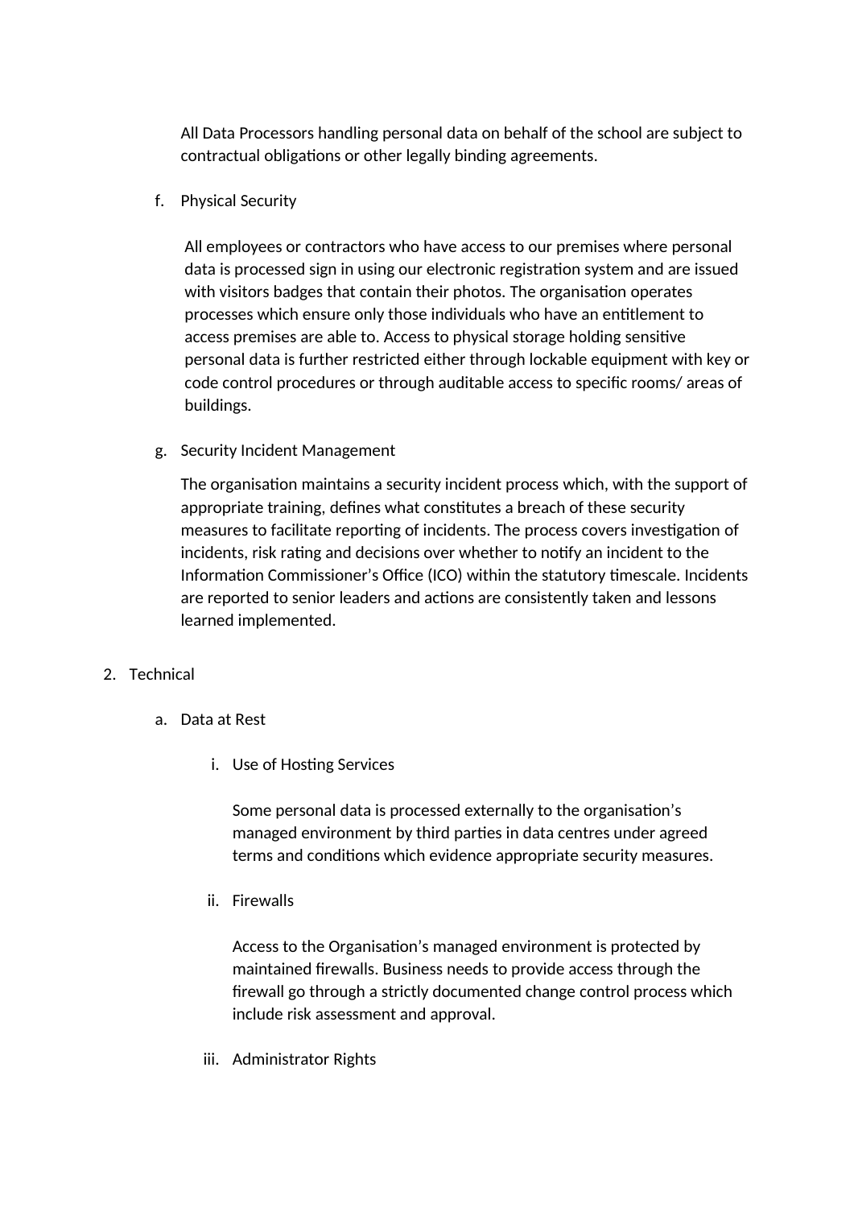All Data Processors handling personal data on behalf of the school are subject to contractual obligations or other legally binding agreements.

f. Physical Security

All employees or contractors who have access to our premises where personal data is processed sign in using our electronic registration system and are issued with visitors badges that contain their photos. The organisation operates processes which ensure only those individuals who have an entitlement to access premises are able to. Access to physical storage holding sensitive personal data is further restricted either through lockable equipment with key or code control procedures or through auditable access to specific rooms/ areas of buildings.

g. Security Incident Management

The organisation maintains a security incident process which, with the support of appropriate training, defines what constitutes a breach of these security measures to facilitate reporting of incidents. The process covers investigation of incidents, risk rating and decisions over whether to notify an incident to the Information Commissioner's Office (ICO) within the statutory timescale. Incidents are reported to senior leaders and actions are consistently taken and lessons learned implemented.

2. Technical

a. Data at Rest

i. Use of Hosting Services

Some personal data is processed externally to the organisation's managed environment by third parties in data centres under agreed terms and conditions which evidence appropriate security measures.

ii. Firewalls

Access to the Organisation's managed environment is protected by maintained firewalls. Business needs to provide access through the firewall go through a strictly documented change control process which include risk assessment and approval.

iii. Administrator Rights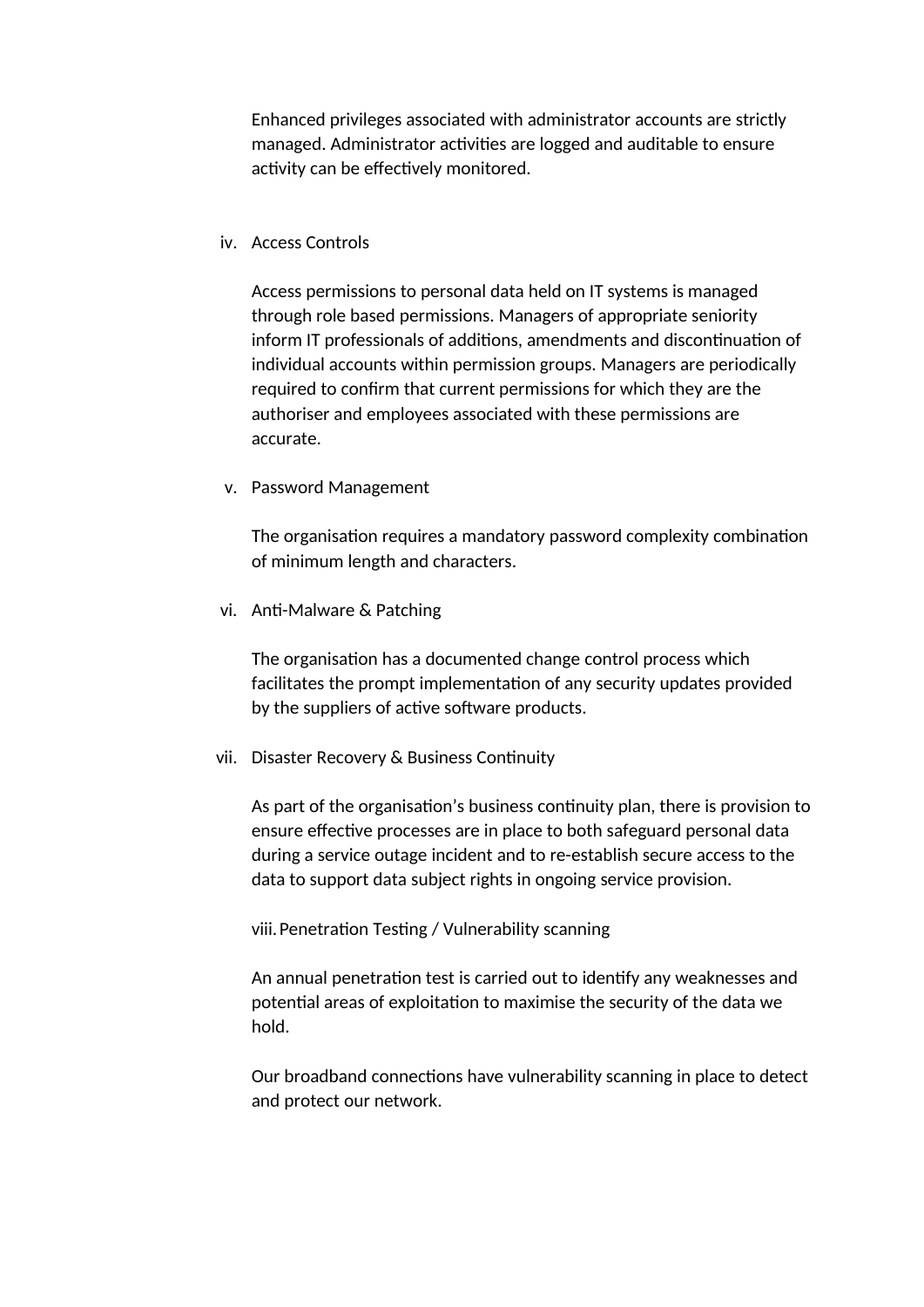Enhanced privileges associated with administrator accounts are strictly managed. Administrator activities are logged and auditable to ensure activity can be effectively monitored.

iv. Access Controls

Access permissions to personal data held on IT systems is managed through role based permissions. Managers of appropriate seniority inform IT professionals of additions, amendments and discontinuation of individual accounts within permission groups. Managers are periodically required to confirm that current permissions for which they are the authoriser and employees associated with these permissions are accurate.

v. Password Management

The organisation requires a mandatory password complexity combination of minimum length and characters.

vi. Anti-Malware & Patching

The organisation has a documented change control process which facilitates the prompt implementation of any security updates provided by the suppliers of active software products.

vii. Disaster Recovery & Business Continuity

As part of the organisation's business continuity plan, there is provision to ensure effective processes are in place to both safeguard personal data during a service outage incident and to re-establish secure access to the data to support data subject rights in ongoing service provision.

viii. Penetration Testing / Vulnerability scanning

An annual penetration test is carried out to identify any weaknesses and potential areas of exploitation to maximise the security of the data we hold.

Our broadband connections have vulnerability scanning in place to detect and protect our network.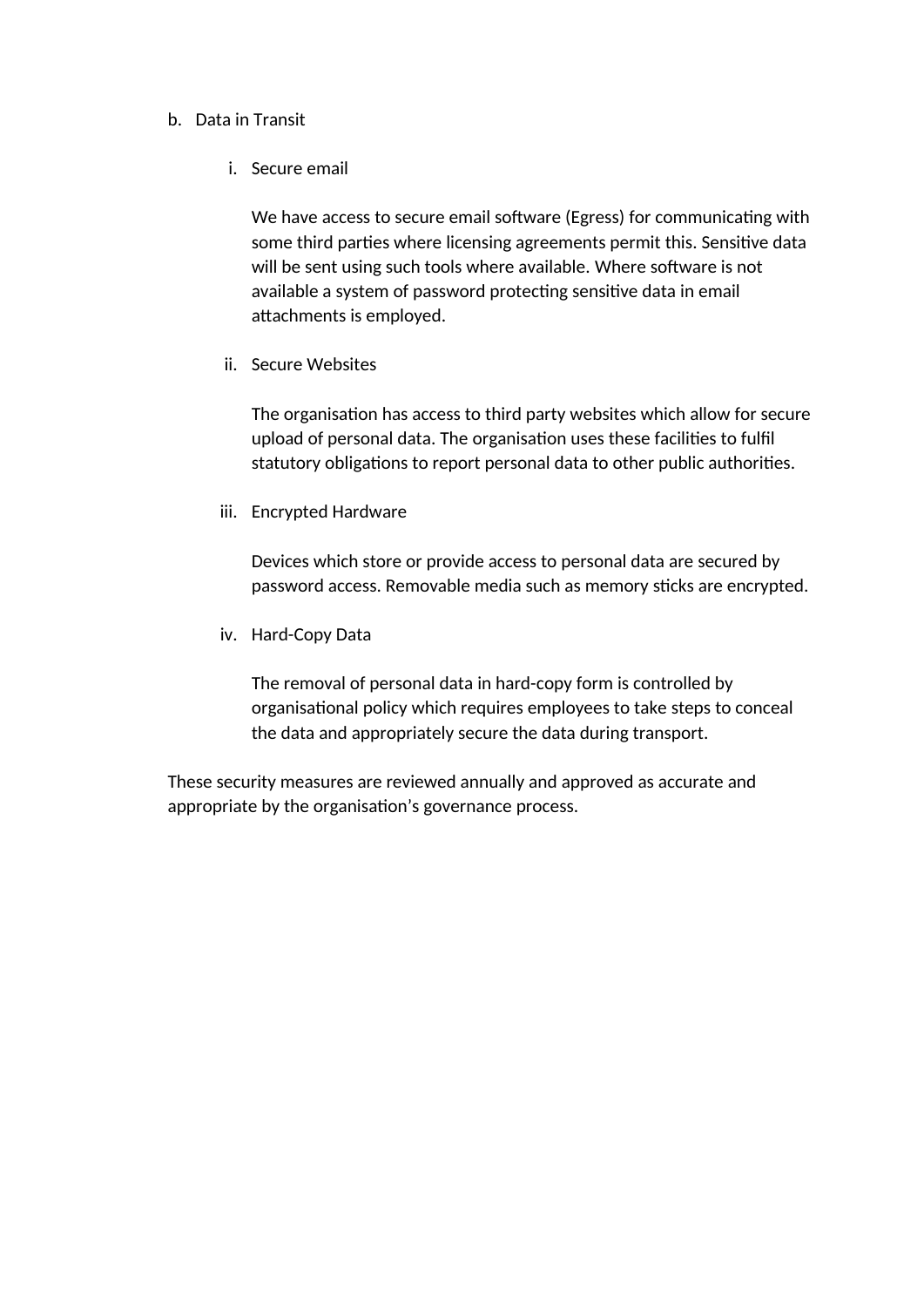b. Data in Transit

   i. Secure email

      We have access to secure email software (Egress) for communicating with some third parties where licensing agreements permit this. Sensitive data will be sent using such tools where available. Where software is not available a system of password protecting sensitive data in email attachments is employed.

   ii. Secure Websites

      The organisation has access to third party websites which allow for secure upload of personal data. The organisation uses these facilities to fulfil statutory obligations to report personal data to other public authorities.

   iii. Encrypted Hardware

      Devices which store or provide access to personal data are secured by password access. Removable media such as memory sticks are encrypted.

   iv. Hard-Copy Data

      The removal of personal data in hard-copy form is controlled by organisational policy which requires employees to take steps to conceal the data and appropriately secure the data during transport.

These security measures are reviewed annually and approved as accurate and appropriate by the organisation's governance process.